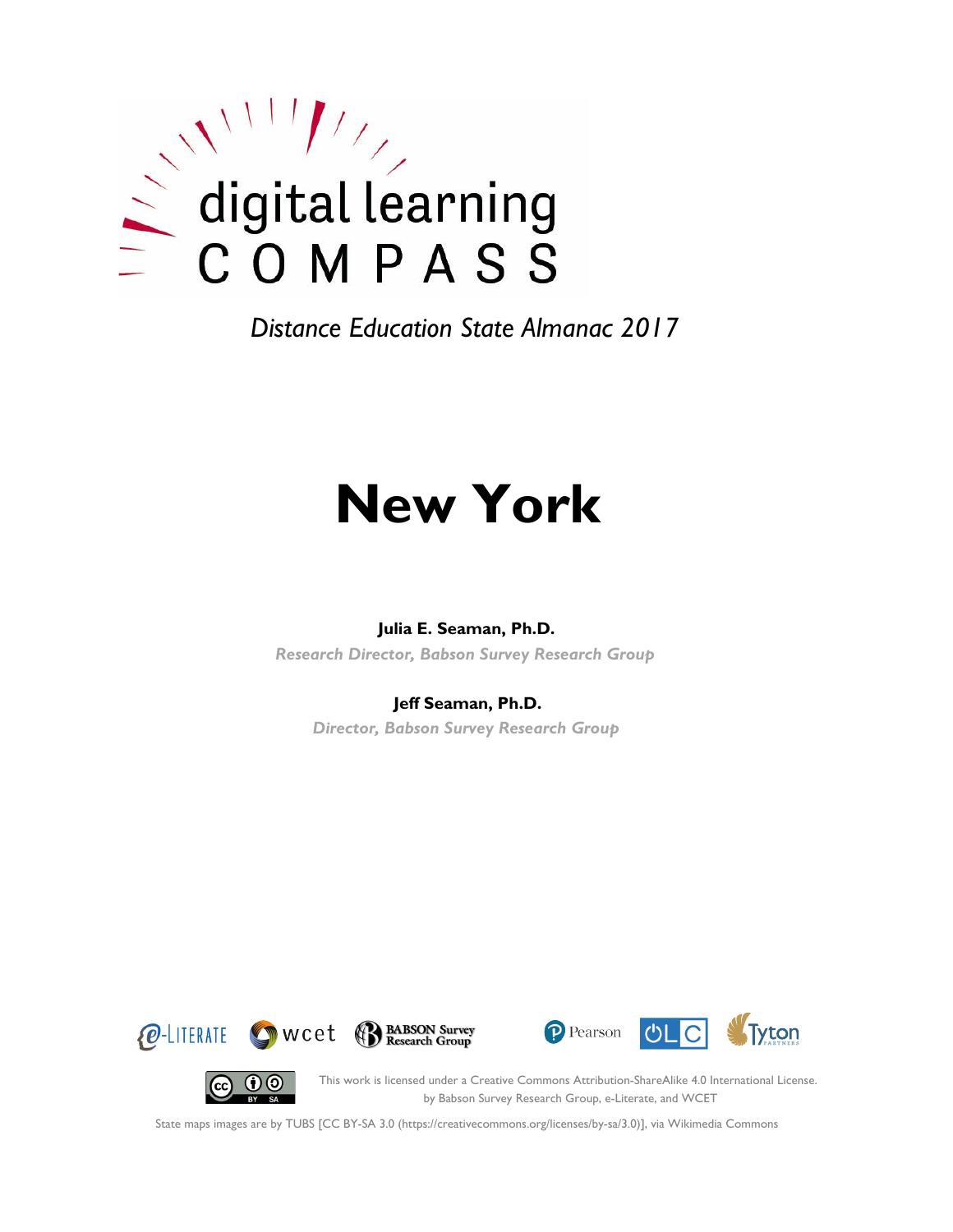digital learning
COMPASS

*Distance Education State Almanac 2017*

# New York

**Julia E. Seaman, Ph.D.**
*Research Director, Babson Survey Research Group*

**Jeff Seaman, Ph.D.**
*Director, Babson Survey Research Group*

e-LITERATE wcet BABSON Survey Research Group Pearson OLC Tyton PARTNERS

This work is licensed under a Creative Commons Attribution-ShareAlike 4.0 International License.
by Babson Survey Research Group, e-Literate, and WCET

State maps images are by TUBS [CC BY-SA 3.0 (https://creativecommons.org/licenses/by-sa/3.0)], via Wikimedia Commons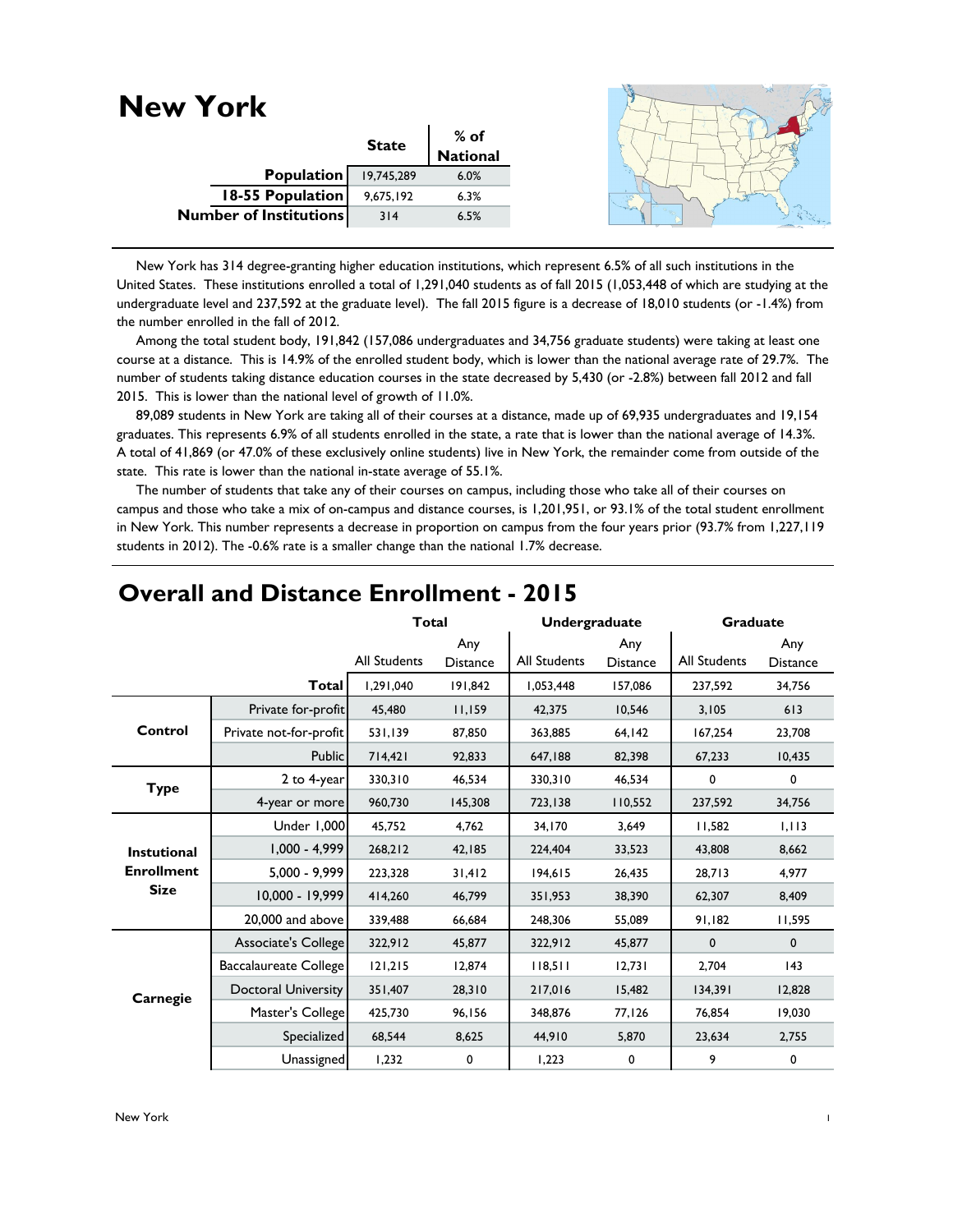# New York

| | State | % of National |
|---|---|---|
| **Population** | 19,745,289 | 6.0% |
| **18-55 Population** | 9,675,192 | 6.3% |
| **Number of Institutions** | 314 | 6.5% |

New York has 314 degree-granting higher education institutions, which represent 6.5% of all such institutions in the United States. These institutions enrolled a total of 1,291,040 students as of fall 2015 (1,053,448 of which are studying at the undergraduate level and 237,592 at the graduate level). The fall 2015 figure is a decrease of 18,010 students (or -1.4%) from the number enrolled in the fall of 2012.

Among the total student body, 191,842 (157,086 undergraduates and 34,756 graduate students) were taking at least one course at a distance. This is 14.9% of the enrolled student body, which is lower than the national average rate of 29.7%. The number of students taking distance education courses in the state decreased by 5,430 (or -2.8%) between fall 2012 and fall 2015. This is lower than the national level of growth of 11.0%.

89,089 students in New York are taking all of their courses at a distance, made up of 69,935 undergraduates and 19,154 graduates. This represents 6.9% of all students enrolled in the state, a rate that is lower than the national average of 14.3%. A total of 41,869 (or 47.0% of these exclusively online students) live in New York, the remainder come from outside of the state. This rate is lower than the national in-state average of 55.1%.

The number of students that take any of their courses on campus, including those who take all of their courses on campus and those who take a mix of on-campus and distance courses, is 1,201,951, or 93.1% of the total student enrollment in New York. This number represents a decrease in proportion on campus from the four years prior (93.7% from 1,227,119 students in 2012). The -0.6% rate is a smaller change than the national 1.7% decrease.

## Overall and Distance Enrollment - 2015

| | | Total | | Undergraduate | | Graduate | |
|---|---|---|---|---|---|---|---|
| | | All Students | Any Distance | All Students | Any Distance | All Students | Any Distance |
| | **Total** | 1,291,040 | 191,842 | 1,053,448 | 157,086 | 237,592 | 34,756 |
| **Control** | Private for-profit | 45,480 | 11,159 | 42,375 | 10,546 | 3,105 | 613 |
| | Private not-for-profit | 531,139 | 87,850 | 363,885 | 64,142 | 167,254 | 23,708 |
| | Public | 714,421 | 92,833 | 647,188 | 82,398 | 67,233 | 10,435 |
| **Type** | 2 to 4-year | 330,310 | 46,534 | 330,310 | 46,534 | 0 | 0 |
| | 4-year or more | 960,730 | 145,308 | 723,138 | 110,552 | 237,592 | 34,756 |
| **Instutional Enrollment Size** | Under 1,000 | 45,752 | 4,762 | 34,170 | 3,649 | 11,582 | 1,113 |
| | 1,000 - 4,999 | 268,212 | 42,185 | 224,404 | 33,523 | 43,808 | 8,662 |
| | 5,000 - 9,999 | 223,328 | 31,412 | 194,615 | 26,435 | 28,713 | 4,977 |
| | 10,000 - 19,999 | 414,260 | 46,799 | 351,953 | 38,390 | 62,307 | 8,409 |
| | 20,000 and above | 339,488 | 66,684 | 248,306 | 55,089 | 91,182 | 11,595 |
| **Carnegie** | Associate's College | 322,912 | 45,877 | 322,912 | 45,877 | 0 | 0 |
| | Baccalaureate College | 121,215 | 12,874 | 118,511 | 12,731 | 2,704 | 143 |
| | Doctoral University | 351,407 | 28,310 | 217,016 | 15,482 | 134,391 | 12,828 |
| | Master's College | 425,730 | 96,156 | 348,876 | 77,126 | 76,854 | 19,030 |
| | Specialized | 68,544 | 8,625 | 44,910 | 5,870 | 23,634 | 2,755 |
| | Unassigned | 1,232 | 0 | 1,223 | 0 | 9 | 0 |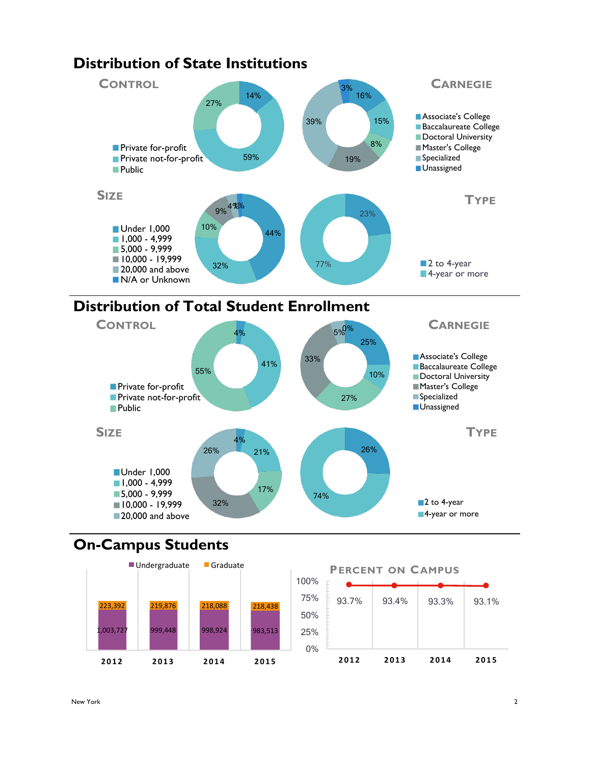## Distribution of State Institutions

### Control

- Private for-profit: 14%
- Private not-for-profit: 59%
- Public: 27%

### Carnegie

- Associate's College: 16%
- Baccalaureate College: 15%
- Doctoral University: 8%
- Master's College: 19%
- Specialized: 39%
- Unassigned: 3%

### Size

- Under 1,000: 44%
- 1,000 - 4,999: 32%
- 5,000 - 9,999: 10%
- 10,000 - 19,999: 9%
- 20,000 and above: 4%
- N/A or Unknown: 1%

### Type

- 2 to 4-year: 23%
- 4-year or more: 77%

## Distribution of Total Student Enrollment

### Control

- Private for-profit: 4%
- Private not-for-profit: 41%
- Public: 55%

### Carnegie

- Associate's College: 25%
- Baccalaureate College: 10%
- Doctoral University: 27%
- Master's College: 33%
- Specialized: 5%
- Unassigned: 0%

### Size

- Under 1,000: 4%
- 1,000 - 4,999: 21%
- 5,000 - 9,999: 17%
- 10,000 - 19,999: 32%
- 20,000 and above: 26%

### Type

- 2 to 4-year: 26%
- 4-year or more: 74%

## On-Campus Students

| | 2012 | 2013 | 2014 | 2015 |
|---|---|---|---|---|
| Undergraduate | 1,003,727 | 999,448 | 998,924 | 983,513 |
| Graduate | 223,392 | 219,876 | 218,088 | 218,438 |

### Percent on Campus

| 2012 | 2013 | 2014 | 2015 |
|---|---|---|---|
| 93.7% | 93.4% | 93.3% | 93.1% |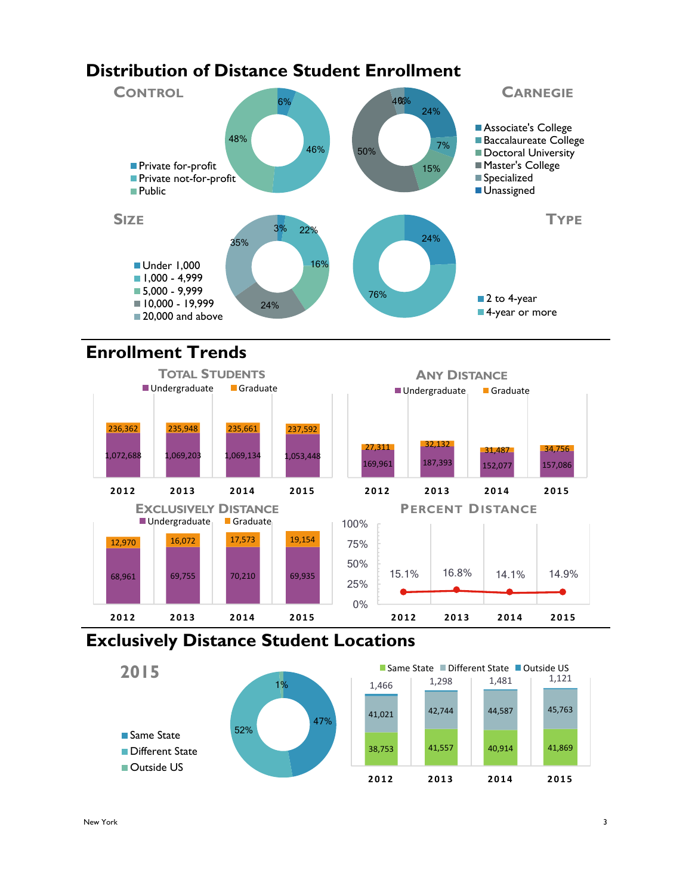# Distribution of Distance Student Enrollment

## Control

| Control | Percent |
| --- | --- |
| Private for-profit | 6% |
| Private not-for-profit | 46% |
| Public | 48% |

## Carnegie

| Carnegie | Percent |
| --- | --- |
| Associate's College | 24% |
| Baccalaureate College | 7% |
| Doctoral University | 15% |
| Master's College | 50% |
| Specialized | 4% |
| Unassigned | 0% |

## Size

| Size | Percent |
| --- | --- |
| Under 1,000 | 3% |
| 1,000 - 4,999 | 22% |
| 5,000 - 9,999 | 16% |
| 10,000 - 19,999 | 24% |
| 20,000 and above | 35% |

## Type

| Type | Percent |
| --- | --- |
| 2 to 4-year | 24% |
| 4-year or more | 76% |

# Enrollment Trends

## Total Students

| Year | Undergraduate | Graduate |
| --- | --- | --- |
| 2012 | 1,072,688 | 236,362 |
| 2013 | 1,069,203 | 235,948 |
| 2014 | 1,069,134 | 235,661 |
| 2015 | 1,053,448 | 237,592 |

## Any Distance

| Year | Undergraduate | Graduate |
| --- | --- | --- |
| 2012 | 169,961 | 27,311 |
| 2013 | 187,393 | 32,132 |
| 2014 | 152,077 | 31,487 |
| 2015 | 157,086 | 34,756 |

## Exclusively Distance

| Year | Undergraduate | Graduate |
| --- | --- | --- |
| 2012 | 68,961 | 12,970 |
| 2013 | 69,755 | 16,072 |
| 2014 | 70,210 | 17,573 |
| 2015 | 69,935 | 19,154 |

## Percent Distance

| Year | Percent |
| --- | --- |
| 2012 | 15.1% |
| 2013 | 16.8% |
| 2014 | 14.1% |
| 2015 | 14.9% |

# Exclusively Distance Student Locations

## 2015

| Location | Percent |
| --- | --- |
| Same State | 47% |
| Different State | 52% |
| Outside US | 1% |

| Year | Same State | Different State | Outside US |
| --- | --- | --- | --- |
| 2012 | 38,753 | 41,021 | 1,466 |
| 2013 | 41,557 | 42,744 | 1,298 |
| 2014 | 40,914 | 44,587 | 1,481 |
| 2015 | 41,869 | 45,763 | 1,121 |

New York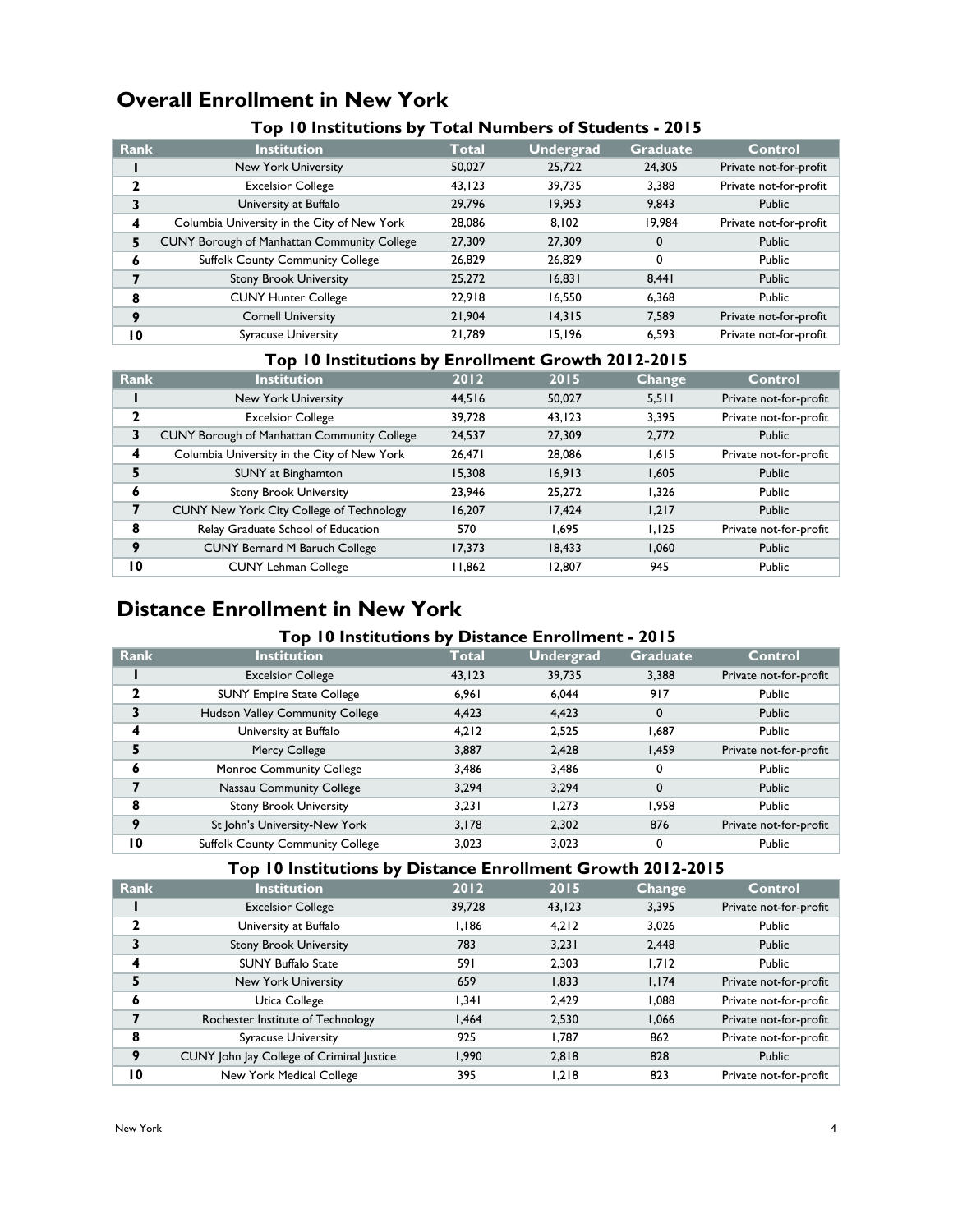## Overall Enrollment in New York

### Top 10 Institutions by Total Numbers of Students - 2015

| Rank | Institution | Total | Undergrad | Graduate | Control |
|---|---|---|---|---|---|
| 1 | New York University | 50,027 | 25,722 | 24,305 | Private not-for-profit |
| 2 | Excelsior College | 43,123 | 39,735 | 3,388 | Private not-for-profit |
| 3 | University at Buffalo | 29,796 | 19,953 | 9,843 | Public |
| 4 | Columbia University in the City of New York | 28,086 | 8,102 | 19,984 | Private not-for-profit |
| 5 | CUNY Borough of Manhattan Community College | 27,309 | 27,309 | 0 | Public |
| 6 | Suffolk County Community College | 26,829 | 26,829 | 0 | Public |
| 7 | Stony Brook University | 25,272 | 16,831 | 8,441 | Public |
| 8 | CUNY Hunter College | 22,918 | 16,550 | 6,368 | Public |
| 9 | Cornell University | 21,904 | 14,315 | 7,589 | Private not-for-profit |
| 10 | Syracuse University | 21,789 | 15,196 | 6,593 | Private not-for-profit |

### Top 10 Institutions by Enrollment Growth 2012-2015

| Rank | Institution | 2012 | 2015 | Change | Control |
|---|---|---|---|---|---|
| 1 | New York University | 44,516 | 50,027 | 5,511 | Private not-for-profit |
| 2 | Excelsior College | 39,728 | 43,123 | 3,395 | Private not-for-profit |
| 3 | CUNY Borough of Manhattan Community College | 24,537 | 27,309 | 2,772 | Public |
| 4 | Columbia University in the City of New York | 26,471 | 28,086 | 1,615 | Private not-for-profit |
| 5 | SUNY at Binghamton | 15,308 | 16,913 | 1,605 | Public |
| 6 | Stony Brook University | 23,946 | 25,272 | 1,326 | Public |
| 7 | CUNY New York City College of Technology | 16,207 | 17,424 | 1,217 | Public |
| 8 | Relay Graduate School of Education | 570 | 1,695 | 1,125 | Private not-for-profit |
| 9 | CUNY Bernard M Baruch College | 17,373 | 18,433 | 1,060 | Public |
| 10 | CUNY Lehman College | 11,862 | 12,807 | 945 | Public |

## Distance Enrollment in New York

### Top 10 Institutions by Distance Enrollment - 2015

| Rank | Institution | Total | Undergrad | Graduate | Control |
|---|---|---|---|---|---|
| 1 | Excelsior College | 43,123 | 39,735 | 3,388 | Private not-for-profit |
| 2 | SUNY Empire State College | 6,961 | 6,044 | 917 | Public |
| 3 | Hudson Valley Community College | 4,423 | 4,423 | 0 | Public |
| 4 | University at Buffalo | 4,212 | 2,525 | 1,687 | Public |
| 5 | Mercy College | 3,887 | 2,428 | 1,459 | Private not-for-profit |
| 6 | Monroe Community College | 3,486 | 3,486 | 0 | Public |
| 7 | Nassau Community College | 3,294 | 3,294 | 0 | Public |
| 8 | Stony Brook University | 3,231 | 1,273 | 1,958 | Public |
| 9 | St John's University-New York | 3,178 | 2,302 | 876 | Private not-for-profit |
| 10 | Suffolk County Community College | 3,023 | 3,023 | 0 | Public |

### Top 10 Institutions by Distance Enrollment Growth 2012-2015

| Rank | Institution | 2012 | 2015 | Change | Control |
|---|---|---|---|---|---|
| 1 | Excelsior College | 39,728 | 43,123 | 3,395 | Private not-for-profit |
| 2 | University at Buffalo | 1,186 | 4,212 | 3,026 | Public |
| 3 | Stony Brook University | 783 | 3,231 | 2,448 | Public |
| 4 | SUNY Buffalo State | 591 | 2,303 | 1,712 | Public |
| 5 | New York University | 659 | 1,833 | 1,174 | Private not-for-profit |
| 6 | Utica College | 1,341 | 2,429 | 1,088 | Private not-for-profit |
| 7 | Rochester Institute of Technology | 1,464 | 2,530 | 1,066 | Private not-for-profit |
| 8 | Syracuse University | 925 | 1,787 | 862 | Private not-for-profit |
| 9 | CUNY John Jay College of Criminal Justice | 1,990 | 2,818 | 828 | Public |
| 10 | New York Medical College | 395 | 1,218 | 823 | Private not-for-profit |